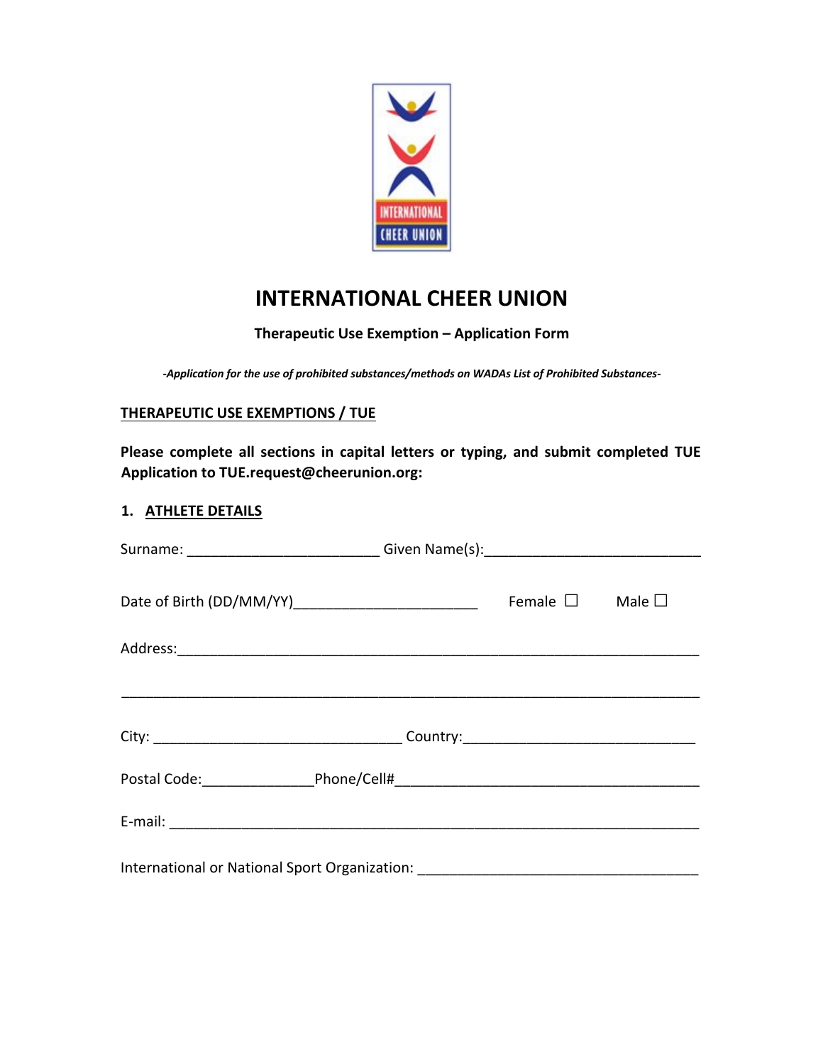# INTERNATIONAL CHEER UNION

**Therapeutic Use Exemption – Application Form**

***-Application for the use of prohibited substances/methods on WADAs List of Prohibited Substances-***

## THERAPEUTIC USE EXEMPTIONS / TUE

**Please complete all sections in capital letters or typing, and submit completed TUE Application to TUE.request@cheerunion.org:**

### 1. ATHLETE DETAILS

Surname: ________________________ Given Name(s):___________________________

Date of Birth (DD/MM/YY)______________________ Female ☐ Male ☐

Address:_________________________________________________________________

_______________________________________________________________________

City: _______________________________ Country:_____________________________

Postal Code:_____________Phone/Cell#___________________________________

E-mail: __________________________________________________________________

International or National Sport Organization: _________________________________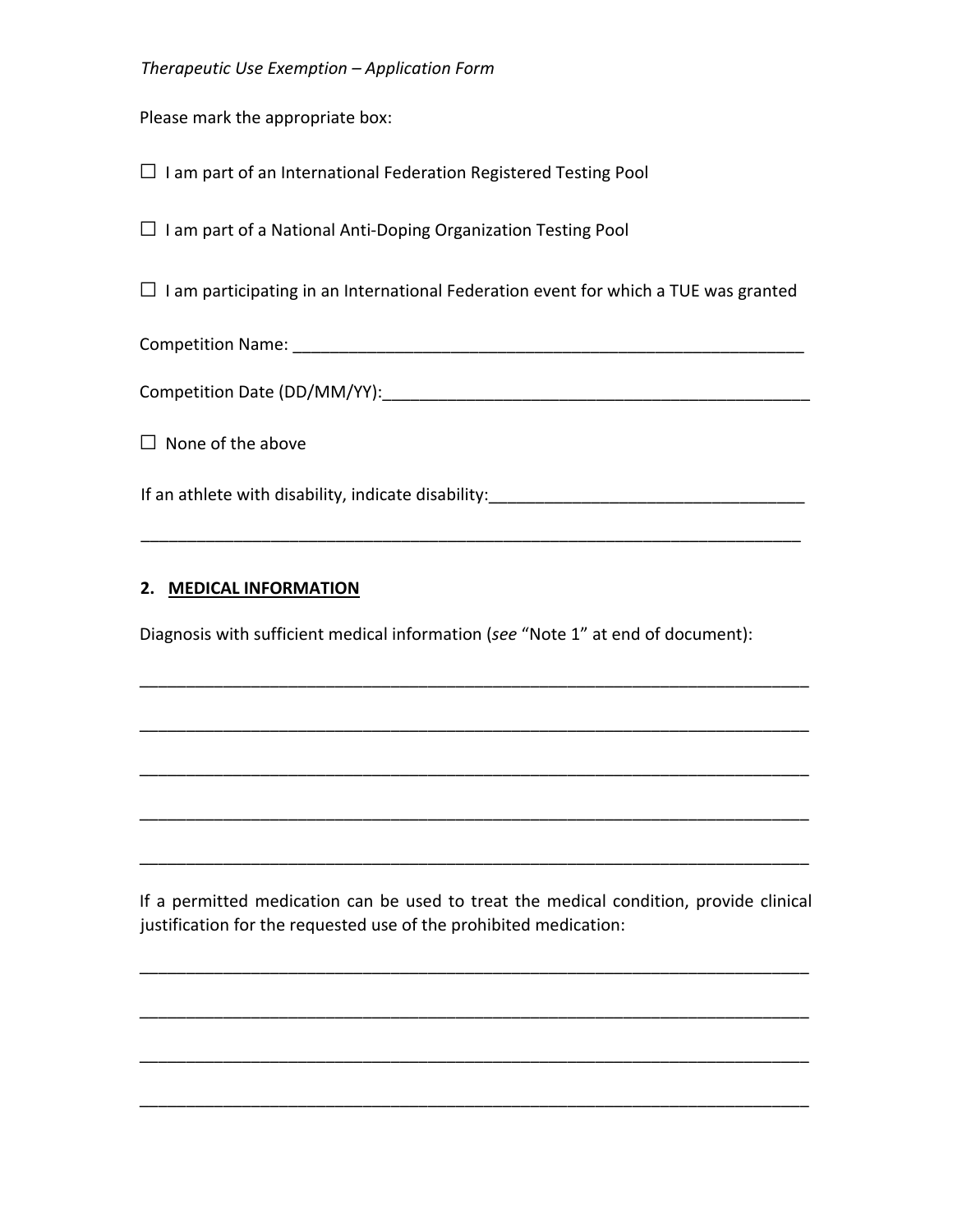*Therapeutic Use Exemption – Application Form*

Please mark the appropriate box:

☐ I am part of an International Federation Registered Testing Pool

☐ I am part of a National Anti-Doping Organization Testing Pool

☐ I am participating in an International Federation event for which a TUE was granted

Competition Name: ___________________________________________________________

Competition Date (DD/MM/YY):________________________________________________

☐ None of the above

If an athlete with disability, indicate disability:___________________________________

___________________________________________________________________________

## 2. MEDICAL INFORMATION

Diagnosis with sufficient medical information (*see* "Note 1" at end of document):

___________________________________________________________________________

___________________________________________________________________________

___________________________________________________________________________

___________________________________________________________________________

___________________________________________________________________________

If a permitted medication can be used to treat the medical condition, provide clinical justification for the requested use of the prohibited medication:

___________________________________________________________________________

___________________________________________________________________________

___________________________________________________________________________

___________________________________________________________________________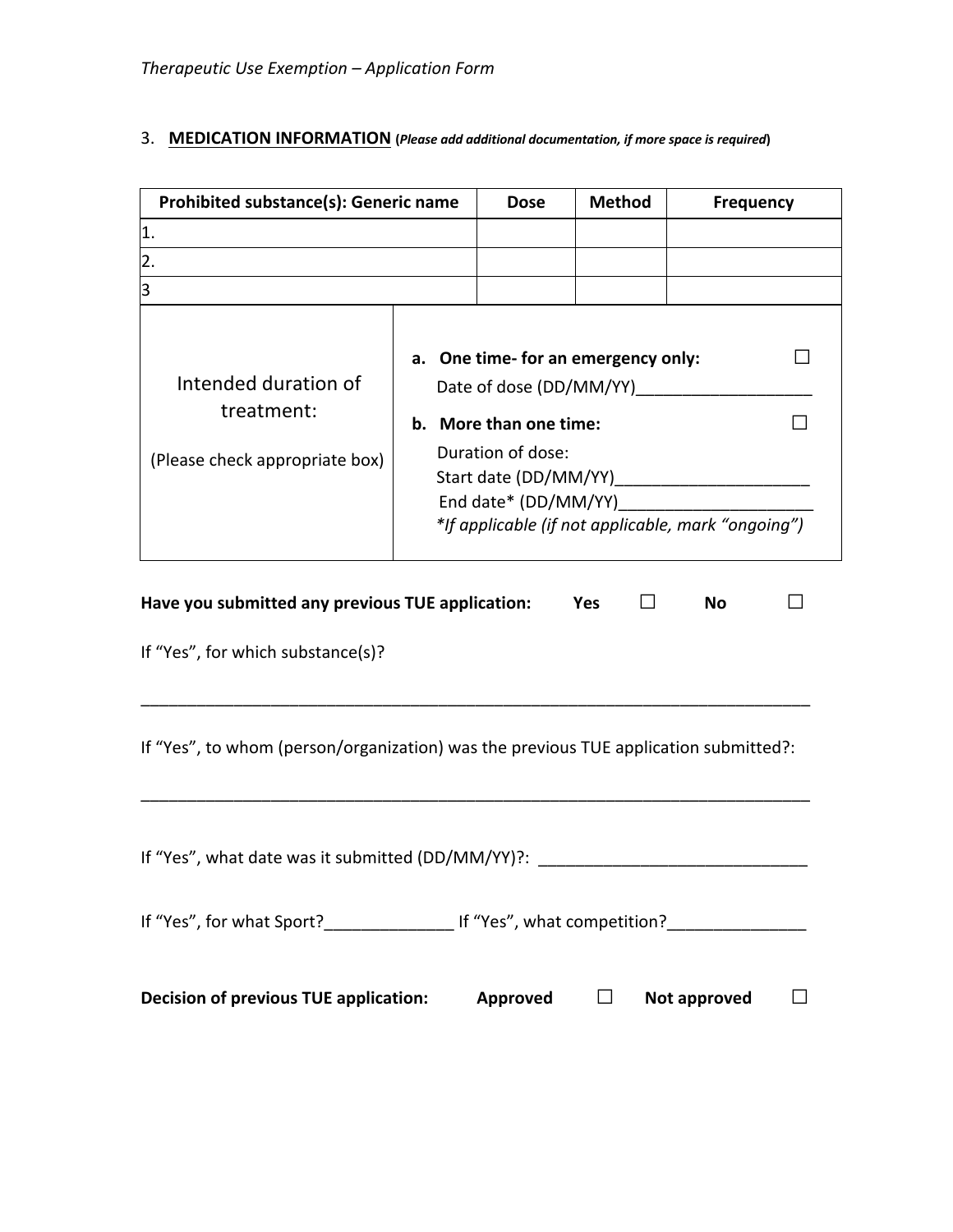3. **MEDICATION INFORMATION** (***Please add additional documentation, if more space is required***)

| Prohibited substance(s): Generic name | Dose | Method | Frequency |
|---|---|---|---|
| 1. | | | |
| 2. | | | |
| 3 | | | |

| Intended duration of treatment: (Please check appropriate box) | **a. One time- for an emergency only:** ☐ Date of dose (DD/MM/YY)___________________ **b. More than one time:** ☐ Duration of dose: Start date (DD/MM/YY)_____________________ End date* (DD/MM/YY)_____________________ *\*If applicable (if not applicable, mark "ongoing")* |
|---|---|

**Have you submitted any previous TUE application:** **Yes** ☐ **No** ☐

If "Yes", for which substance(s)?

___________________________________________________________________________

If "Yes", to whom (person/organization) was the previous TUE application submitted?:

___________________________________________________________________________

If "Yes", what date was it submitted (DD/MM/YY)?: _____________________________

If "Yes", for what Sport?______________ If "Yes", what competition?_______________

**Decision of previous TUE application:** **Approved** ☐ **Not approved** ☐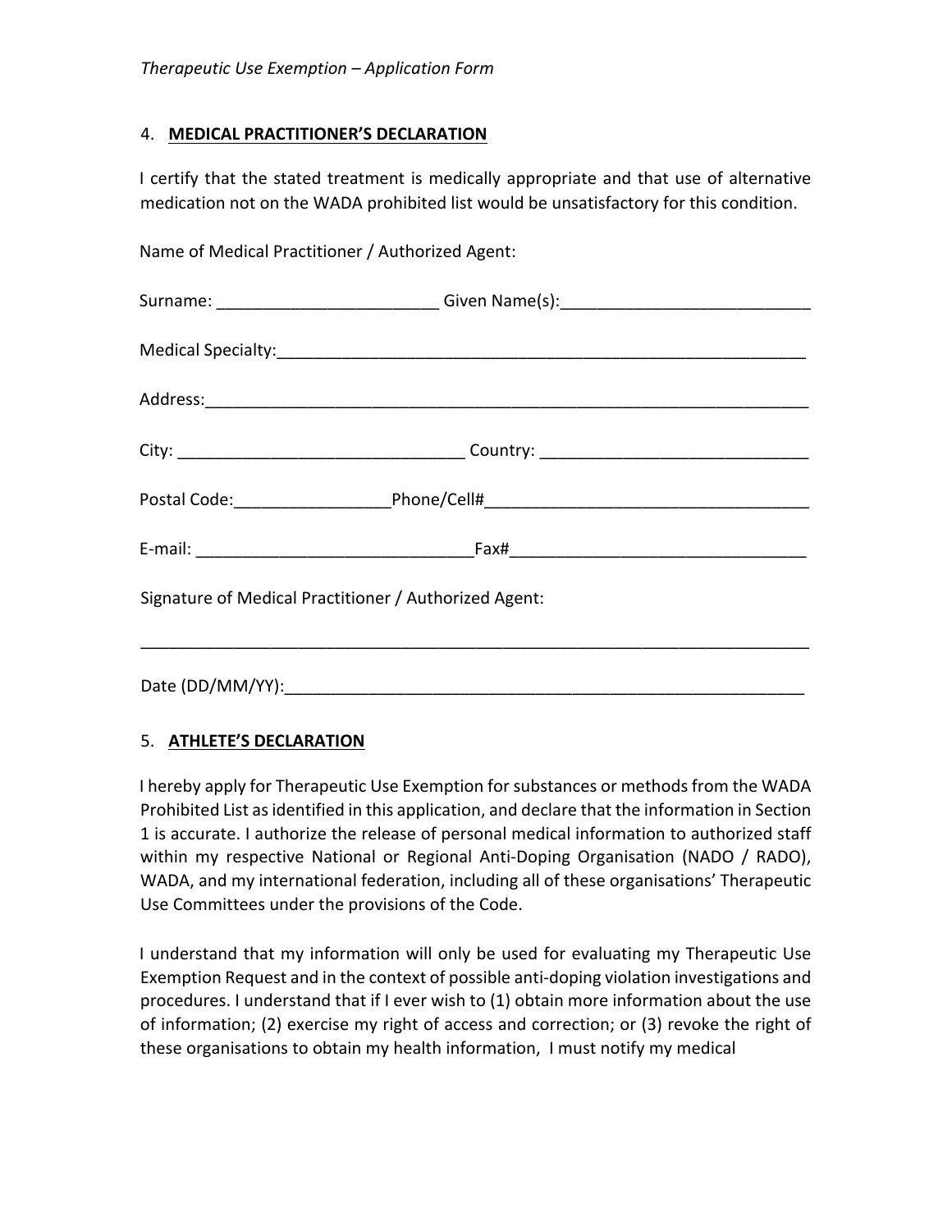## 4. MEDICAL PRACTITIONER'S DECLARATION

I certify that the stated treatment is medically appropriate and that use of alternative medication not on the WADA prohibited list would be unsatisfactory for this condition.

Name of Medical Practitioner / Authorized Agent:

Surname: ________________________ Given Name(s):__________________________

Medical Specialty:__________________________________________________________

Address:_______________________________________________________________

City: ______________________________ Country: ____________________________

Postal Code:________________Phone/Cell#__________________________________

E-mail: _____________________________Fax#_______________________________

Signature of Medical Practitioner / Authorized Agent:

_________________________________________________________________________

Date (DD/MM/YY):________________________________________________________

## 5. ATHLETE'S DECLARATION

I hereby apply for Therapeutic Use Exemption for substances or methods from the WADA Prohibited List as identified in this application, and declare that the information in Section 1 is accurate. I authorize the release of personal medical information to authorized staff within my respective National or Regional Anti-Doping Organisation (NADO / RADO), WADA, and my international federation, including all of these organisations' Therapeutic Use Committees under the provisions of the Code.

I understand that my information will only be used for evaluating my Therapeutic Use Exemption Request and in the context of possible anti-doping violation investigations and procedures. I understand that if I ever wish to (1) obtain more information about the use of information; (2) exercise my right of access and correction; or (3) revoke the right of these organisations to obtain my health information, I must notify my medical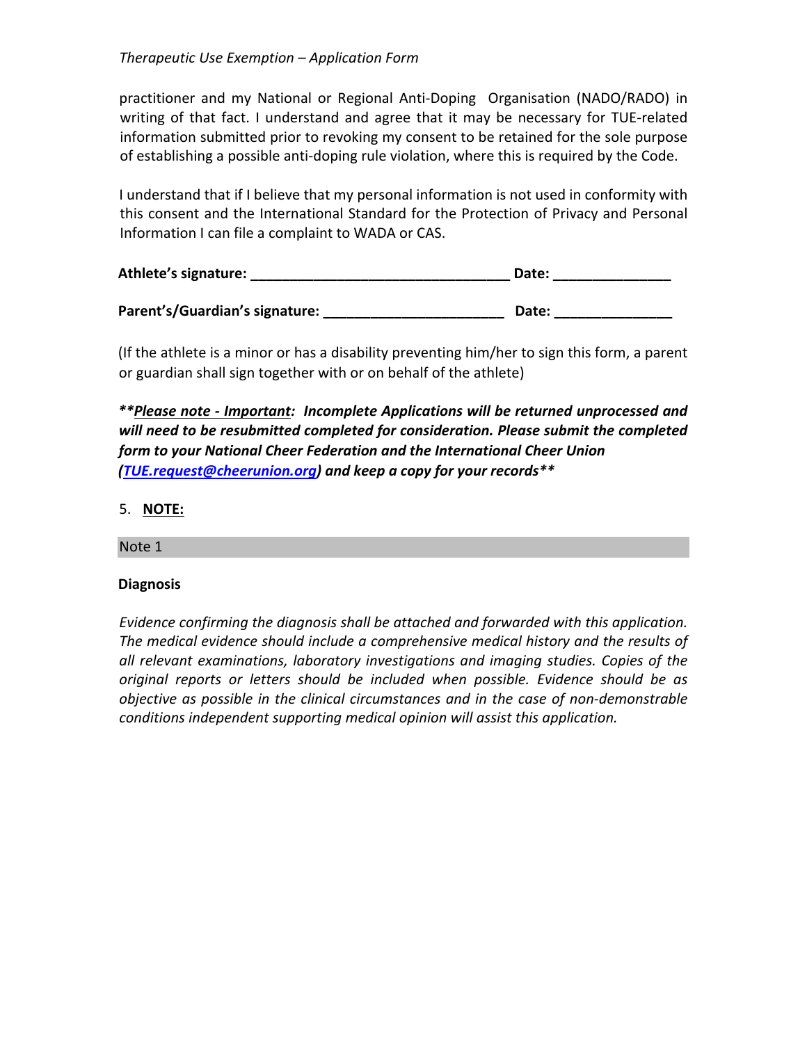practitioner and my National or Regional Anti-Doping Organisation (NADO/RADO) in writing of that fact. I understand and agree that it may be necessary for TUE-related information submitted prior to revoking my consent to be retained for the sole purpose of establishing a possible anti-doping rule violation, where this is required by the Code.

I understand that if I believe that my personal information is not used in conformity with this consent and the International Standard for the Protection of Privacy and Personal Information I can file a complaint to WADA or CAS.

**Athlete's signature: _________________________________ Date: _______________**

**Parent's/Guardian's signature: _______________________ Date: _______________**

(If the athlete is a minor or has a disability preventing him/her to sign this form, a parent or guardian shall sign together with or on behalf of the athlete)

***\*\*<u>Please note - Important</u>: Incomplete Applications will be returned unprocessed and will need to be resubmitted completed for consideration. Please submit the completed form to your National Cheer Federation and the International Cheer Union ([TUE.request@cheerunion.org](mailto:TUE.request@cheerunion.org)) and keep a copy for your records\*\****

5. **<u>NOTE:</u>**

Note 1

**Diagnosis**

*Evidence confirming the diagnosis shall be attached and forwarded with this application. The medical evidence should include a comprehensive medical history and the results of all relevant examinations, laboratory investigations and imaging studies. Copies of the original reports or letters should be included when possible. Evidence should be as objective as possible in the clinical circumstances and in the case of non-demonstrable conditions independent supporting medical opinion will assist this application.*